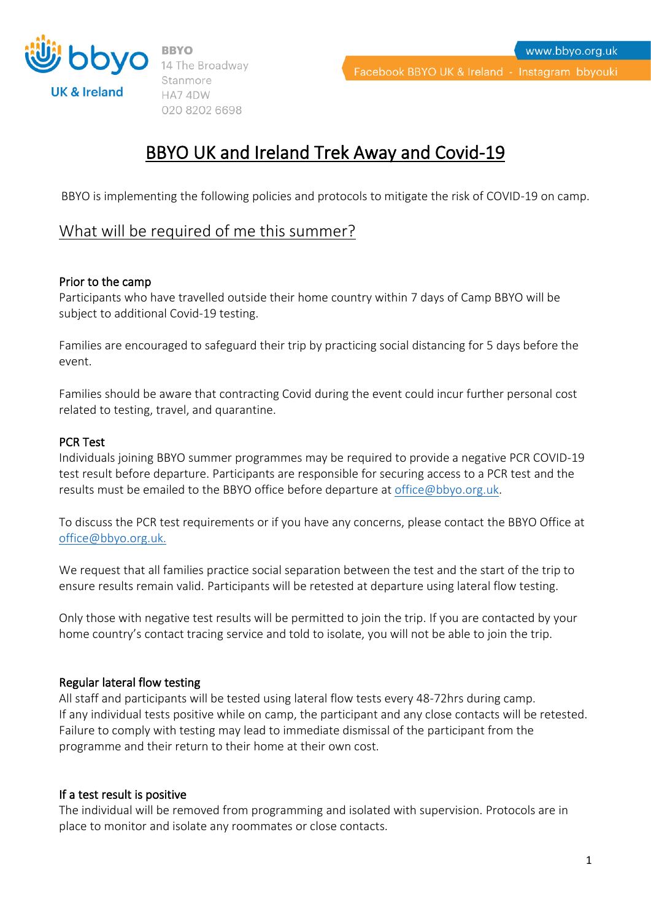BBYO
14 The Broadway
Stanmore
HA7 4DW
020 8202 6698

www.bbyo.org.uk

Facebook BBYO UK & Ireland - Instagram bbyouki

# BBYO UK and Ireland Trek Away and Covid-19

BBYO is implementing the following policies and protocols to mitigate the risk of COVID-19 on camp.

## What will be required of me this summer?

### Prior to the camp

Participants who have travelled outside their home country within 7 days of Camp BBYO will be subject to additional Covid-19 testing.

Families are encouraged to safeguard their trip by practicing social distancing for 5 days before the event.

Families should be aware that contracting Covid during the event could incur further personal cost related to testing, travel, and quarantine.

### PCR Test

Individuals joining BBYO summer programmes may be required to provide a negative PCR COVID-19 test result before departure. Participants are responsible for securing access to a PCR test and the results must be emailed to the BBYO office before departure at office@bbyo.org.uk.

To discuss the PCR test requirements or if you have any concerns, please contact the BBYO Office at office@bbyo.org.uk.

We request that all families practice social separation between the test and the start of the trip to ensure results remain valid. Participants will be retested at departure using lateral flow testing.

Only those with negative test results will be permitted to join the trip. If you are contacted by your home country's contact tracing service and told to isolate, you will not be able to join the trip.

### Regular lateral flow testing

All staff and participants will be tested using lateral flow tests every 48-72hrs during camp.
If any individual tests positive while on camp, the participant and any close contacts will be retested.
Failure to comply with testing may lead to immediate dismissal of the participant from the programme and their return to their home at their own cost.

### If a test result is positive

The individual will be removed from programming and isolated with supervision. Protocols are in place to monitor and isolate any roommates or close contacts.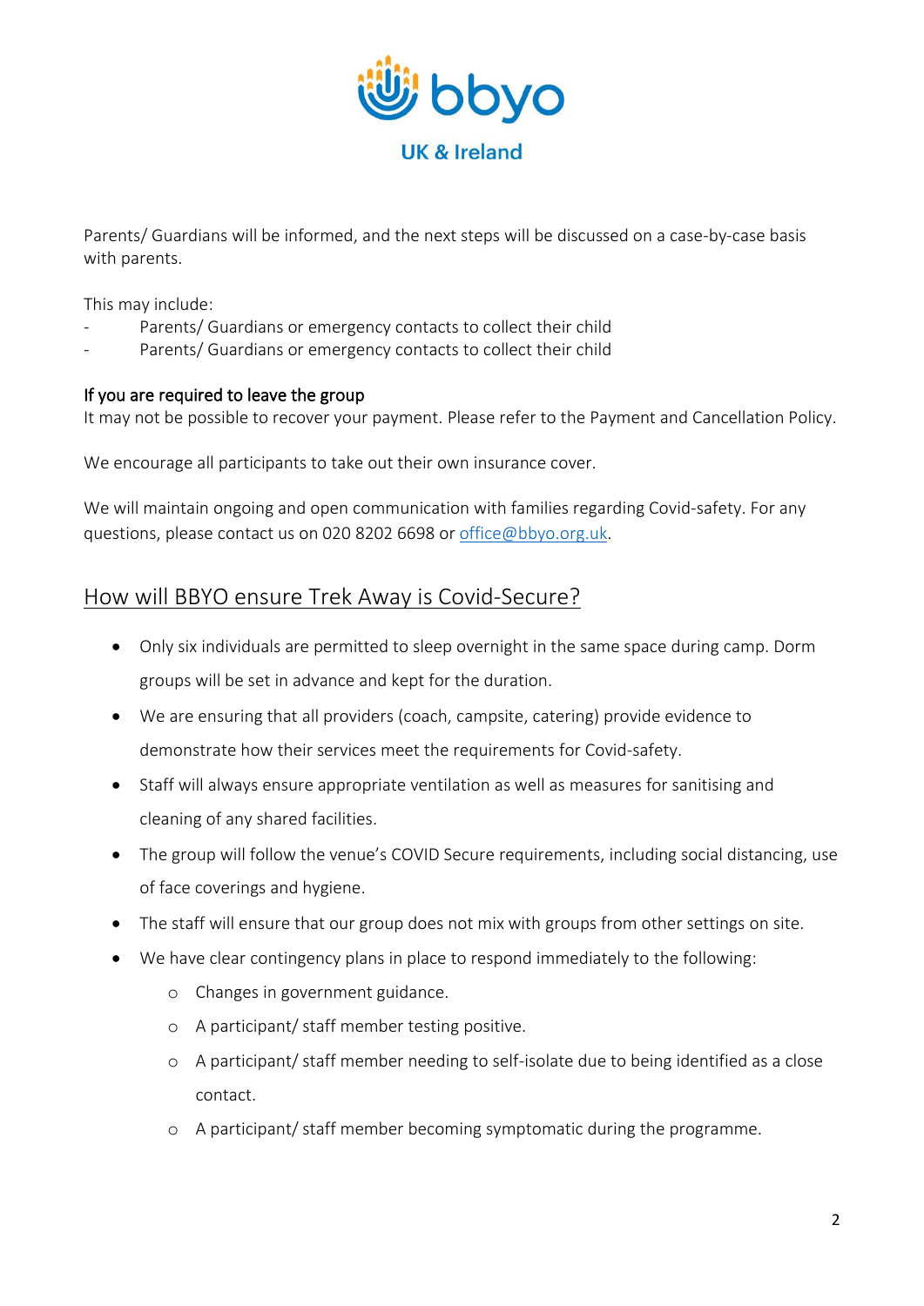Parents/ Guardians will be informed, and the next steps will be discussed on a case-by-case basis with parents.

This may include:

- Parents/ Guardians or emergency contacts to collect their child
- Parents/ Guardians or emergency contacts to collect their child

**If you are required to leave the group**

It may not be possible to recover your payment. Please refer to the Payment and Cancellation Policy.

We encourage all participants to take out their own insurance cover.

We will maintain ongoing and open communication with families regarding Covid-safety. For any questions, please contact us on 020 8202 6698 or office@bbyo.org.uk.

## How will BBYO ensure Trek Away is Covid-Secure?

- Only six individuals are permitted to sleep overnight in the same space during camp. Dorm groups will be set in advance and kept for the duration.
- We are ensuring that all providers (coach, campsite, catering) provide evidence to demonstrate how their services meet the requirements for Covid-safety.
- Staff will always ensure appropriate ventilation as well as measures for sanitising and cleaning of any shared facilities.
- The group will follow the venue's COVID Secure requirements, including social distancing, use of face coverings and hygiene.
- The staff will ensure that our group does not mix with groups from other settings on site.
- We have clear contingency plans in place to respond immediately to the following:
  - Changes in government guidance.
  - A participant/ staff member testing positive.
  - A participant/ staff member needing to self-isolate due to being identified as a close contact.
  - A participant/ staff member becoming symptomatic during the programme.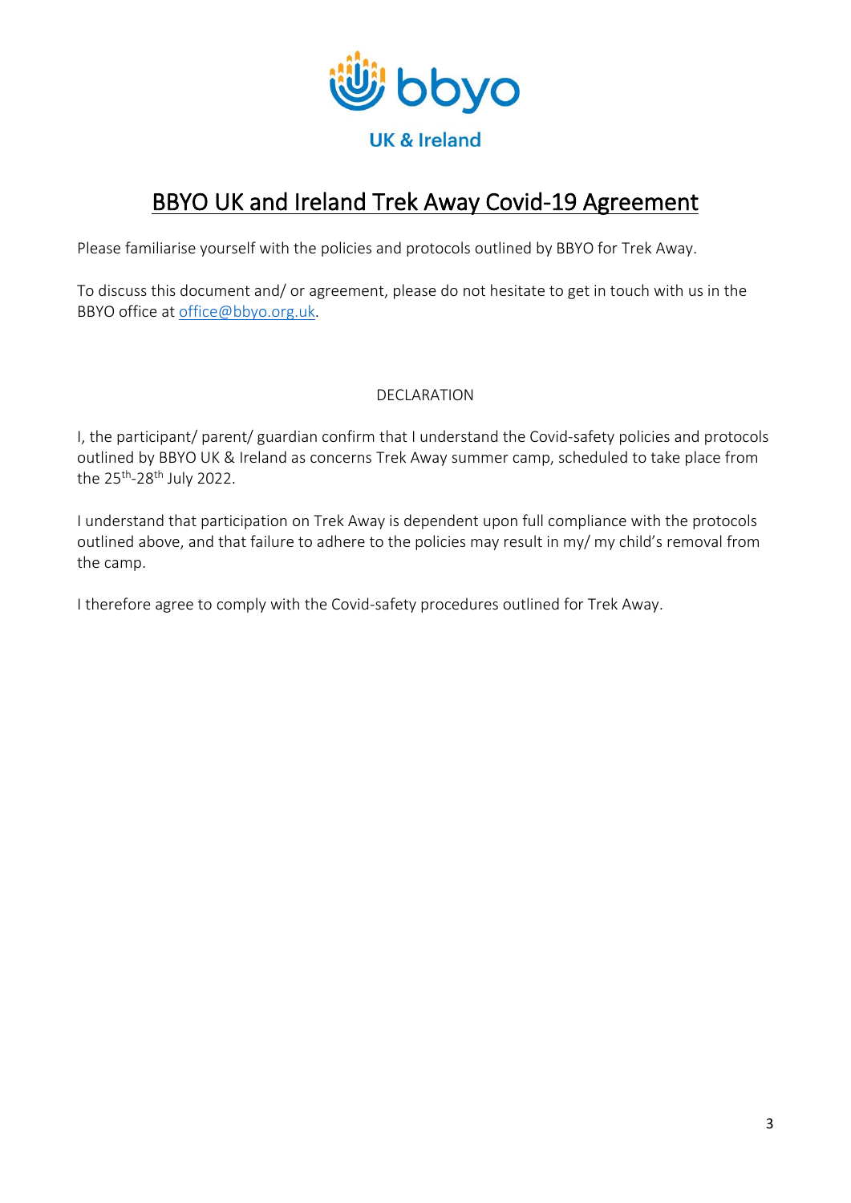bbyo

UK & Ireland

# BBYO UK and Ireland Trek Away Covid-19 Agreement

Please familiarise yourself with the policies and protocols outlined by BBYO for Trek Away.

To discuss this document and/ or agreement, please do not hesitate to get in touch with us in the BBYO office at office@bbyo.org.uk.

DECLARATION

I, the participant/ parent/ guardian confirm that I understand the Covid-safety policies and protocols outlined by BBYO UK & Ireland as concerns Trek Away summer camp, scheduled to take place from the 25th-28th July 2022.

I understand that participation on Trek Away is dependent upon full compliance with the protocols outlined above, and that failure to adhere to the policies may result in my/ my child's removal from the camp.

I therefore agree to comply with the Covid-safety procedures outlined for Trek Away.